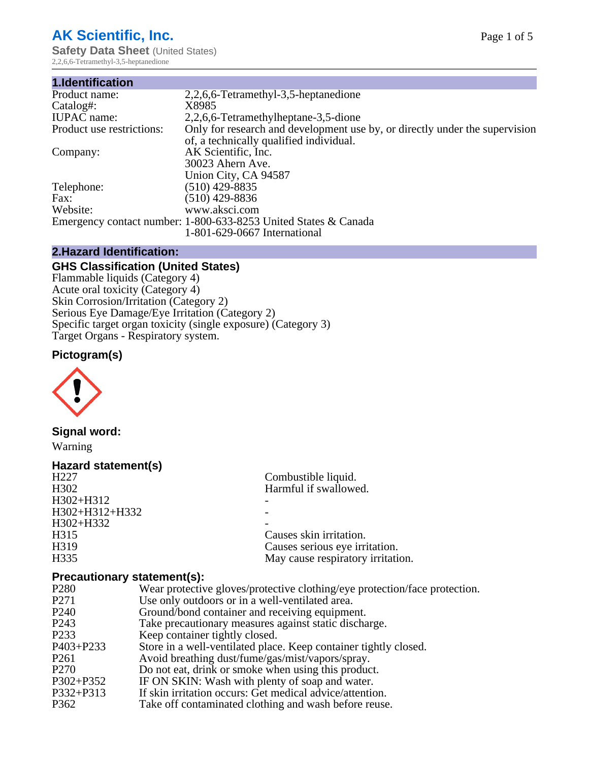# AK Scientific, Inc.

**Safety Data Sheet** (United States)

2,2,6,6-Tetramethyl-3,5-heptanedione

## 1.Identification

| | |
|---|---|
| Product name: | 2,2,6,6-Tetramethyl-3,5-heptanedione |
| Catalog#: | X8985 |
| IUPAC name: | 2,2,6,6-Tetramethylheptane-3,5-dione |
| Product use restrictions: | Only for research and development use by, or directly under the supervision of, a technically qualified individual. |
| Company: | AK Scientific, Inc.<br>30023 Ahern Ave.<br>Union City, CA 94587 |
| Telephone: | (510) 429-8835 |
| Fax: | (510) 429-8836 |
| Website: | www.aksci.com |
| Emergency contact number: | 1-800-633-8253 United States & Canada<br>1-801-629-0667 International |

## 2.Hazard Identification:

### GHS Classification (United States)

Flammable liquids (Category 4)
Acute oral toxicity (Category 4)
Skin Corrosion/Irritation (Category 2)
Serious Eye Damage/Eye Irritation (Category 2)
Specific target organ toxicity (single exposure) (Category 3)
Target Organs - Respiratory system.

### Pictogram(s)

### Signal word:

Warning

### Hazard statement(s)

| | |
|---|---|
| H227 | Combustible liquid. |
| H302 | Harmful if swallowed. |
| H302+H312 | - |
| H302+H312+H332 | - |
| H302+H332 | - |
| H315 | Causes skin irritation. |
| H319 | Causes serious eye irritation. |
| H335 | May cause respiratory irritation. |

### Precautionary statement(s):

| | |
|---|---|
| P280 | Wear protective gloves/protective clothing/eye protection/face protection. |
| P271 | Use only outdoors or in a well-ventilated area. |
| P240 | Ground/bond container and receiving equipment. |
| P243 | Take precautionary measures against static discharge. |
| P233 | Keep container tightly closed. |
| P403+P233 | Store in a well-ventilated place. Keep container tightly closed. |
| P261 | Avoid breathing dust/fume/gas/mist/vapors/spray. |
| P270 | Do not eat, drink or smoke when using this product. |
| P302+P352 | IF ON SKIN: Wash with plenty of soap and water. |
| P332+P313 | If skin irritation occurs: Get medical advice/attention. |
| P362 | Take off contaminated clothing and wash before reuse. |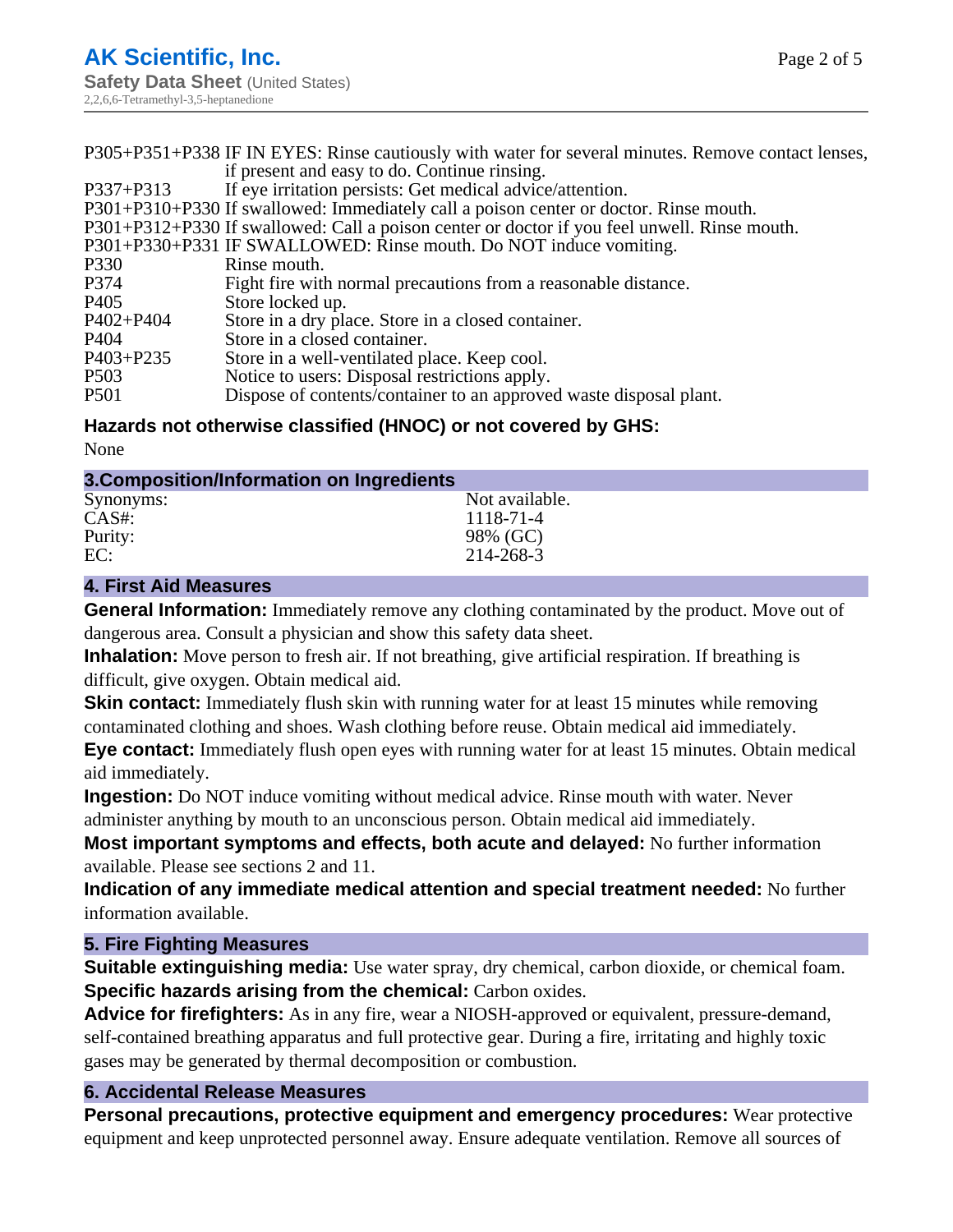| | |
|---|---|
| P305+P351+P338 | IF IN EYES: Rinse cautiously with water for several minutes. Remove contact lenses, if present and easy to do. Continue rinsing. |
| P337+P313 | If eye irritation persists: Get medical advice/attention. |
| P301+P310+P330 | If swallowed: Immediately call a poison center or doctor. Rinse mouth. |
| P301+P312+P330 | If swallowed: Call a poison center or doctor if you feel unwell. Rinse mouth. |
| P301+P330+P331 | IF SWALLOWED: Rinse mouth. Do NOT induce vomiting. |
| P330 | Rinse mouth. |
| P374 | Fight fire with normal precautions from a reasonable distance. |
| P405 | Store locked up. |
| P402+P404 | Store in a dry place. Store in a closed container. |
| P404 | Store in a closed container. |
| P403+P235 | Store in a well-ventilated place. Keep cool. |
| P503 | Notice to users: Disposal restrictions apply. |
| P501 | Dispose of contents/container to an approved waste disposal plant. |

### Hazards not otherwise classified (HNOC) or not covered by GHS:

None

## 3.Composition/Information on Ingredients

| | |
|---|---|
| Synonyms: | Not available. |
| CAS#: | 1118-71-4 |
| Purity: | 98% (GC) |
| EC: | 214-268-3 |

## 4. First Aid Measures

**General Information:** Immediately remove any clothing contaminated by the product. Move out of dangerous area. Consult a physician and show this safety data sheet.

**Inhalation:** Move person to fresh air. If not breathing, give artificial respiration. If breathing is difficult, give oxygen. Obtain medical aid.

**Skin contact:** Immediately flush skin with running water for at least 15 minutes while removing contaminated clothing and shoes. Wash clothing before reuse. Obtain medical aid immediately.

**Eye contact:** Immediately flush open eyes with running water for at least 15 minutes. Obtain medical aid immediately.

**Ingestion:** Do NOT induce vomiting without medical advice. Rinse mouth with water. Never administer anything by mouth to an unconscious person. Obtain medical aid immediately.

**Most important symptoms and effects, both acute and delayed:** No further information available. Please see sections 2 and 11.

**Indication of any immediate medical attention and special treatment needed:** No further information available.

## 5. Fire Fighting Measures

**Suitable extinguishing media:** Use water spray, dry chemical, carbon dioxide, or chemical foam.

**Specific hazards arising from the chemical:** Carbon oxides.

**Advice for firefighters:** As in any fire, wear a NIOSH-approved or equivalent, pressure-demand, self-contained breathing apparatus and full protective gear. During a fire, irritating and highly toxic gases may be generated by thermal decomposition or combustion.

## 6. Accidental Release Measures

**Personal precautions, protective equipment and emergency procedures:** Wear protective equipment and keep unprotected personnel away. Ensure adequate ventilation. Remove all sources of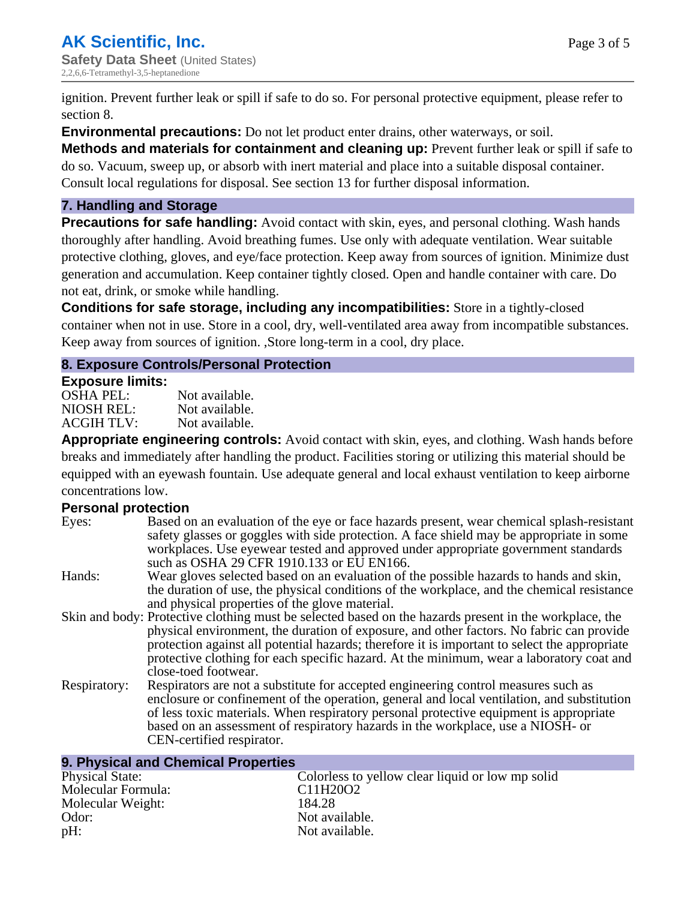ignition. Prevent further leak or spill if safe to do so. For personal protective equipment, please refer to section 8.

**Environmental precautions:** Do not let product enter drains, other waterways, or soil.

**Methods and materials for containment and cleaning up:** Prevent further leak or spill if safe to do so. Vacuum, sweep up, or absorb with inert material and place into a suitable disposal container. Consult local regulations for disposal. See section 13 for further disposal information.

## 7. Handling and Storage

**Precautions for safe handling:** Avoid contact with skin, eyes, and personal clothing. Wash hands thoroughly after handling. Avoid breathing fumes. Use only with adequate ventilation. Wear suitable protective clothing, gloves, and eye/face protection. Keep away from sources of ignition. Minimize dust generation and accumulation. Keep container tightly closed. Open and handle container with care. Do not eat, drink, or smoke while handling.

**Conditions for safe storage, including any incompatibilities:** Store in a tightly-closed container when not in use. Store in a cool, dry, well-ventilated area away from incompatible substances. Keep away from sources of ignition. ,Store long-term in a cool, dry place.

## 8. Exposure Controls/Personal Protection

**Exposure limits:**

| | |
|---|---|
| OSHA PEL: | Not available. |
| NIOSH REL: | Not available. |
| ACGIH TLV: | Not available. |

**Appropriate engineering controls:** Avoid contact with skin, eyes, and clothing. Wash hands before breaks and immediately after handling the product. Facilities storing or utilizing this material should be equipped with an eyewash fountain. Use adequate general and local exhaust ventilation to keep airborne concentrations low.

**Personal protection**

| | |
|---|---|
| Eyes: | Based on an evaluation of the eye or face hazards present, wear chemical splash-resistant safety glasses or goggles with side protection. A face shield may be appropriate in some workplaces. Use eyewear tested and approved under appropriate government standards such as OSHA 29 CFR 1910.133 or EU EN166. |
| Hands: | Wear gloves selected based on an evaluation of the possible hazards to hands and skin, the duration of use, the physical conditions of the workplace, and the chemical resistance and physical properties of the glove material. |
| Skin and body: | Protective clothing must be selected based on the hazards present in the workplace, the physical environment, the duration of exposure, and other factors. No fabric can provide protection against all potential hazards; therefore it is important to select the appropriate protective clothing for each specific hazard. At the minimum, wear a laboratory coat and close-toed footwear. |
| Respiratory: | Respirators are not a substitute for accepted engineering control measures such as enclosure or confinement of the operation, general and local ventilation, and substitution of less toxic materials. When respiratory personal protective equipment is appropriate based on an assessment of respiratory hazards in the workplace, use a NIOSH- or CEN-certified respirator. |

## 9. Physical and Chemical Properties

| | |
|---|---|
| Physical State: | Colorless to yellow clear liquid or low mp solid |
| Molecular Formula: | $C_{11}H_{20}O_2$ |
| Molecular Weight: | 184.28 |
| Odor: | Not available. |
| pH: | Not available. |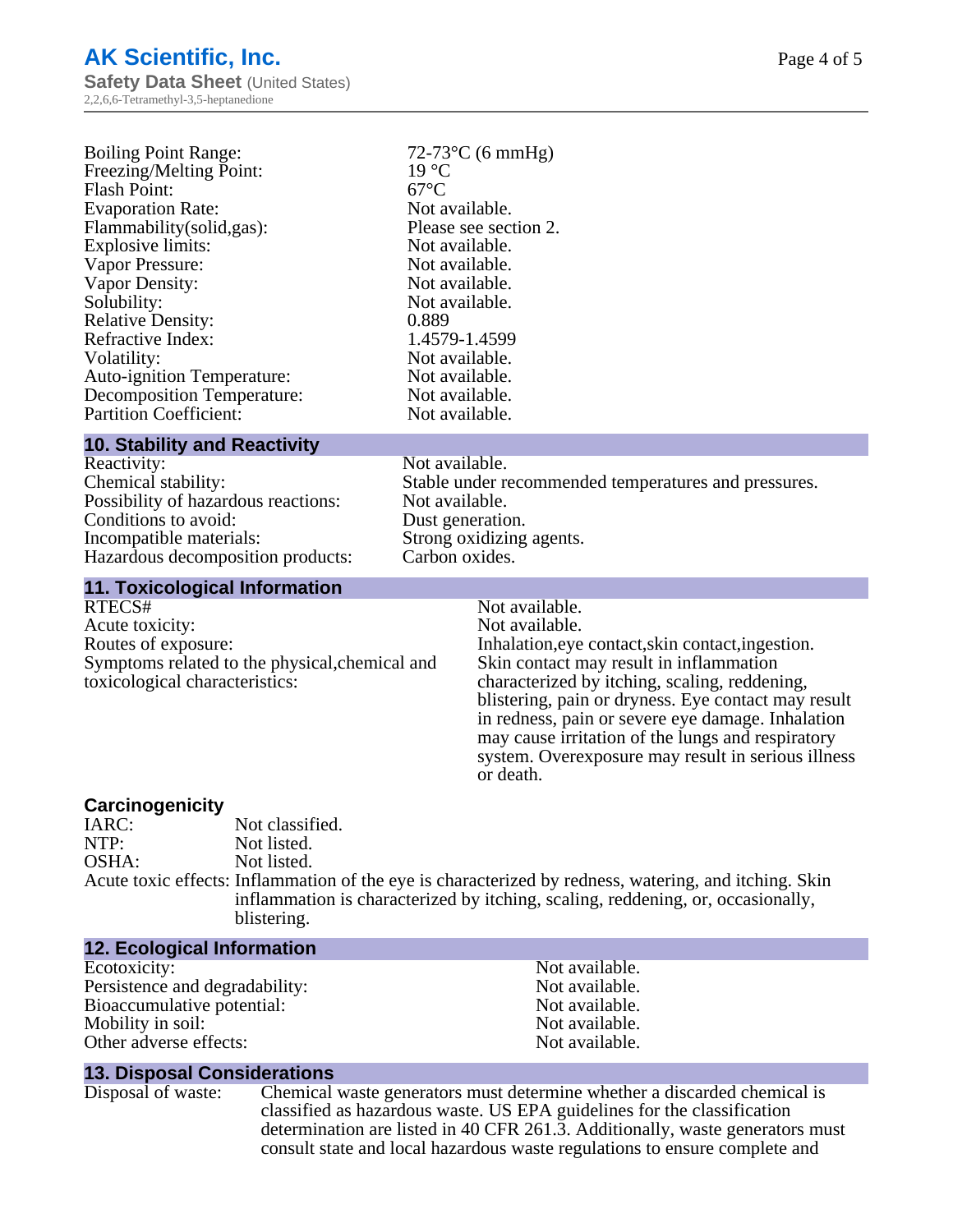| | |
|---|---|
| Boiling Point Range: | 72-73°C (6 mmHg) |
| Freezing/Melting Point: | 19 °C |
| Flash Point: | 67°C |
| Evaporation Rate: | Not available. |
| Flammability(solid,gas): | Please see section 2. |
| Explosive limits: | Not available. |
| Vapor Pressure: | Not available. |
| Vapor Density: | Not available. |
| Solubility: | Not available. |
| Relative Density: | 0.889 |
| Refractive Index: | 1.4579-1.4599 |
| Volatility: | Not available. |
| Auto-ignition Temperature: | Not available. |
| Decomposition Temperature: | Not available. |
| Partition Coefficient: | Not available. |

## 10. Stability and Reactivity

| | |
|---|---|
| Reactivity: | Not available. |
| Chemical stability: | Stable under recommended temperatures and pressures. |
| Possibility of hazardous reactions: | Not available. |
| Conditions to avoid: | Dust generation. |
| Incompatible materials: | Strong oxidizing agents. |
| Hazardous decomposition products: | Carbon oxides. |

## 11. Toxicological Information

| | |
|---|---|
| RTECS# | Not available. |
| Acute toxicity: | Not available. |
| Routes of exposure: | Inhalation,eye contact,skin contact,ingestion. |
| Symptoms related to the physical,chemical and toxicological characteristics: | Skin contact may result in inflammation characterized by itching, scaling, reddening, blistering, pain or dryness. Eye contact may result in redness, pain or severe eye damage. Inhalation may cause irritation of the lungs and respiratory system. Overexposure may result in serious illness or death. |

### Carcinogenicity

| | |
|---|---|
| IARC: | Not classified. |
| NTP: | Not listed. |
| OSHA: | Not listed. |
| Acute toxic effects: | Inflammation of the eye is characterized by redness, watering, and itching. Skin inflammation is characterized by itching, scaling, reddening, or, occasionally, blistering. |

## 12. Ecological Information

| | |
|---|---|
| Ecotoxicity: | Not available. |
| Persistence and degradability: | Not available. |
| Bioaccumulative potential: | Not available. |
| Mobility in soil: | Not available. |
| Other adverse effects: | Not available. |

## 13. Disposal Considerations

Disposal of waste: Chemical waste generators must determine whether a discarded chemical is classified as hazardous waste. US EPA guidelines for the classification determination are listed in 40 CFR 261.3. Additionally, waste generators must consult state and local hazardous waste regulations to ensure complete and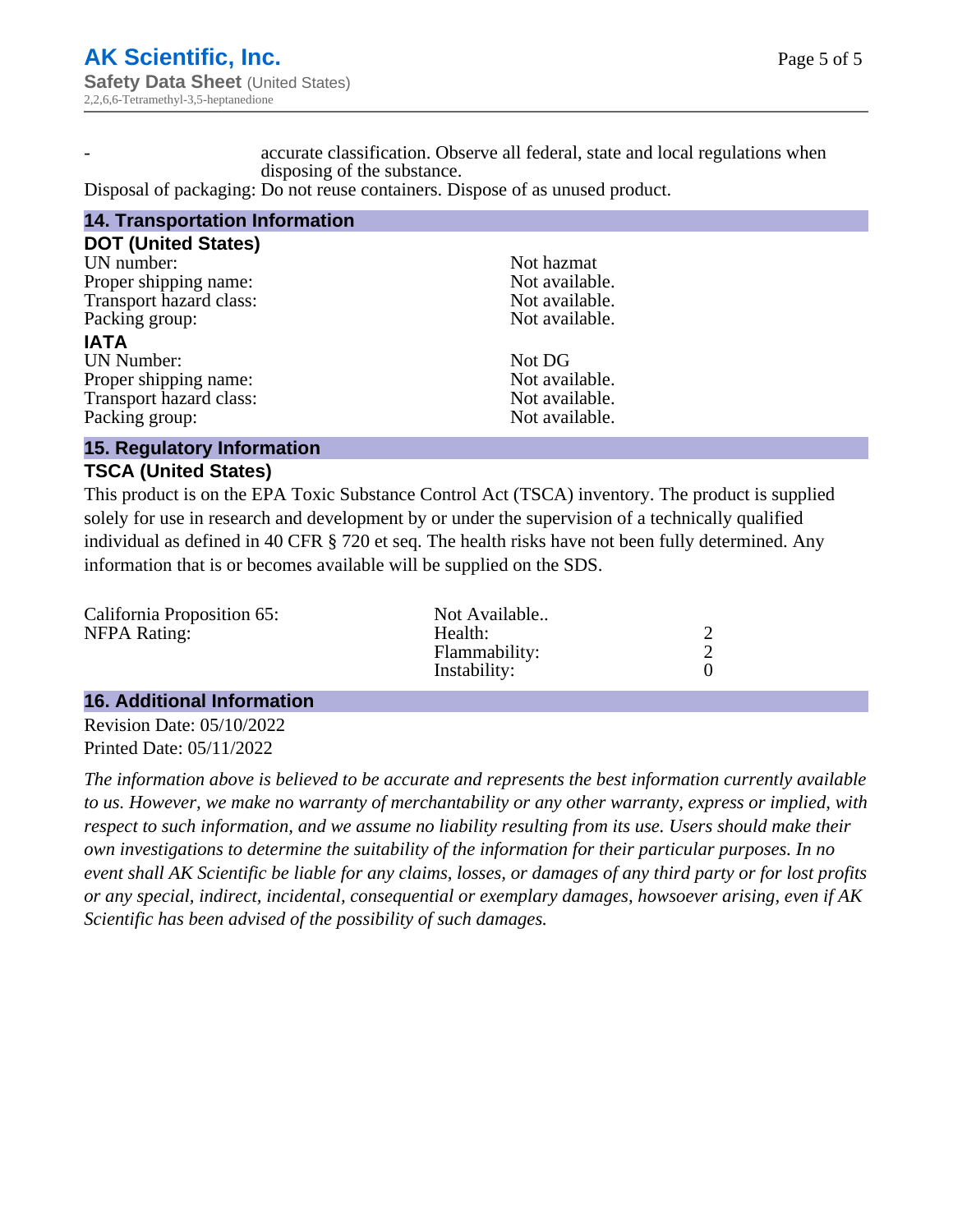- accurate classification. Observe all federal, state and local regulations when disposing of the substance.

Disposal of packaging: Do not reuse containers. Dispose of as unused product.

## 14. Transportation Information

### DOT (United States)

| | |
|---|---|
| UN number: | Not hazmat |
| Proper shipping name: | Not available. |
| Transport hazard class: | Not available. |
| Packing group: | Not available. |

### IATA

| | |
|---|---|
| UN Number: | Not DG |
| Proper shipping name: | Not available. |
| Transport hazard class: | Not available. |
| Packing group: | Not available. |

## 15. Regulatory Information

### TSCA (United States)

This product is on the EPA Toxic Substance Control Act (TSCA) inventory. The product is supplied solely for use in research and development by or under the supervision of a technically qualified individual as defined in 40 CFR § 720 et seq. The health risks have not been fully determined. Any information that is or becomes available will be supplied on the SDS.

| | | |
|---|---|---|
| California Proposition 65: | Not Available.. | |
| NFPA Rating: | Health: | 2 |
| | Flammability: | 2 |
| | Instability: | 0 |

## 16. Additional Information

Revision Date: 05/10/2022
Printed Date: 05/11/2022

*The information above is believed to be accurate and represents the best information currently available to us. However, we make no warranty of merchantability or any other warranty, express or implied, with respect to such information, and we assume no liability resulting from its use. Users should make their own investigations to determine the suitability of the information for their particular purposes. In no event shall AK Scientific be liable for any claims, losses, or damages of any third party or for lost profits or any special, indirect, incidental, consequential or exemplary damages, howsoever arising, even if AK Scientific has been advised of the possibility of such damages.*